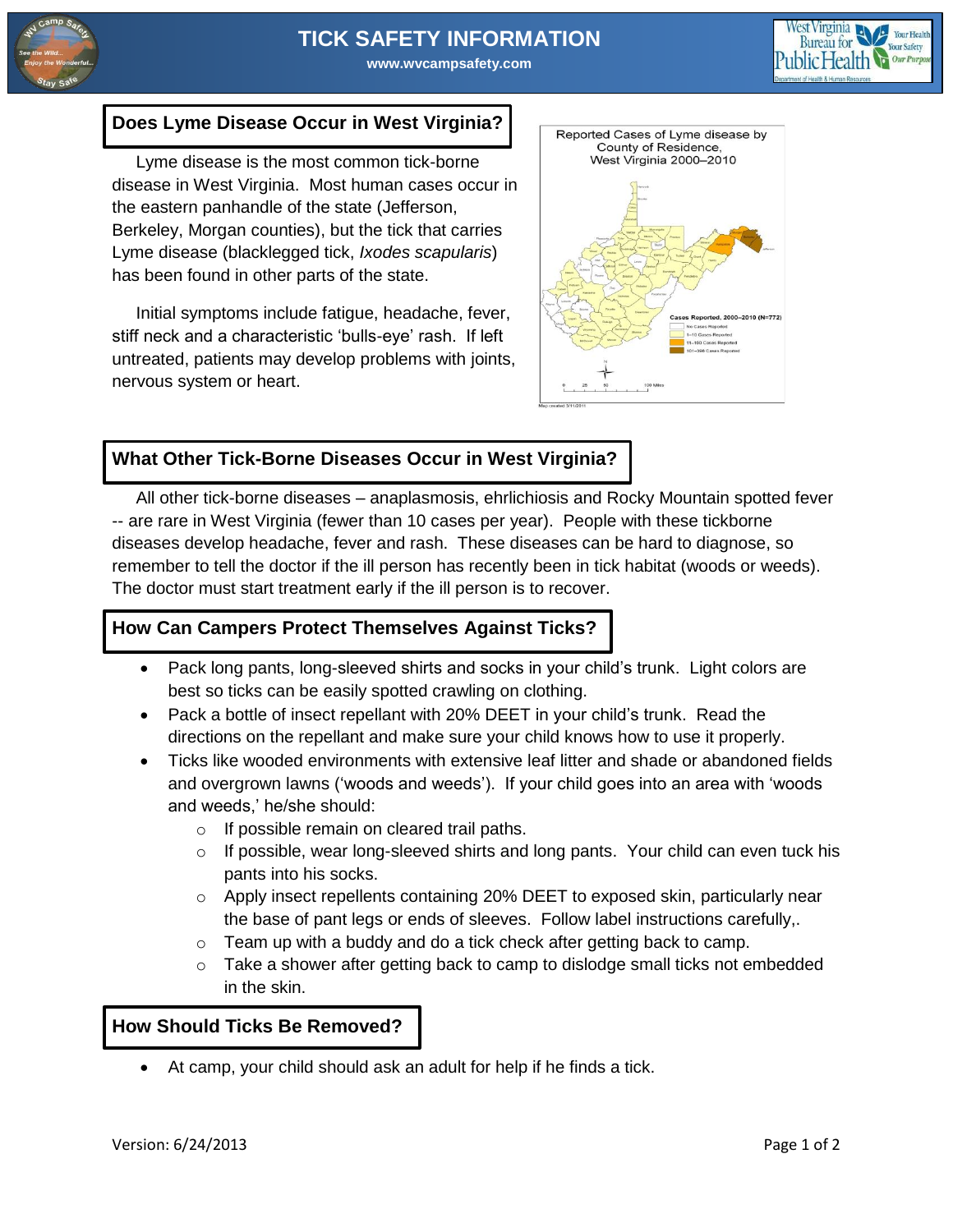# TICK SAFETY INFORMATION

www.wvcampsafety.com

## Does Lyme Disease Occur in West Virginia?

Lyme disease is the most common tick-borne disease in West Virginia. Most human cases occur in the eastern panhandle of the state (Jefferson, Berkeley, Morgan counties), but the tick that carries Lyme disease (blacklegged tick, *Ixodes scapularis*) has been found in other parts of the state.

Initial symptoms include fatigue, headache, fever, stiff neck and a characteristic 'bulls-eye' rash. If left untreated, patients may develop problems with joints, nervous system or heart.

Reported Cases of Lyme disease by County of Residence, West Virginia 2000–2010

Cases Reported, 2000–2010 (N=772)
- No Cases Reported
- 1–10 Cases Reported
- 11–100 Cases Reported
- 101–300 Cases Reported

## What Other Tick-Borne Diseases Occur in West Virginia?

All other tick-borne diseases – anaplasmosis, ehrlichiosis and Rocky Mountain spotted fever -- are rare in West Virginia (fewer than 10 cases per year). People with these tickborne diseases develop headache, fever and rash. These diseases can be hard to diagnose, so remember to tell the doctor if the ill person has recently been in tick habitat (woods or weeds). The doctor must start treatment early if the ill person is to recover.

## How Can Campers Protect Themselves Against Ticks?

- Pack long pants, long-sleeved shirts and socks in your child's trunk. Light colors are best so ticks can be easily spotted crawling on clothing.
- Pack a bottle of insect repellant with 20% DEET in your child's trunk. Read the directions on the repellant and make sure your child knows how to use it properly.
- Ticks like wooded environments with extensive leaf litter and shade or abandoned fields and overgrown lawns ('woods and weeds'). If your child goes into an area with 'woods and weeds,' he/she should:
  - If possible remain on cleared trail paths.
  - If possible, wear long-sleeved shirts and long pants. Your child can even tuck his pants into his socks.
  - Apply insect repellents containing 20% DEET to exposed skin, particularly near the base of pant legs or ends of sleeves. Follow label instructions carefully,.
  - Team up with a buddy and do a tick check after getting back to camp.
  - Take a shower after getting back to camp to dislodge small ticks not embedded in the skin.

## How Should Ticks Be Removed?

- At camp, your child should ask an adult for help if he finds a tick.

Version: 6/24/2013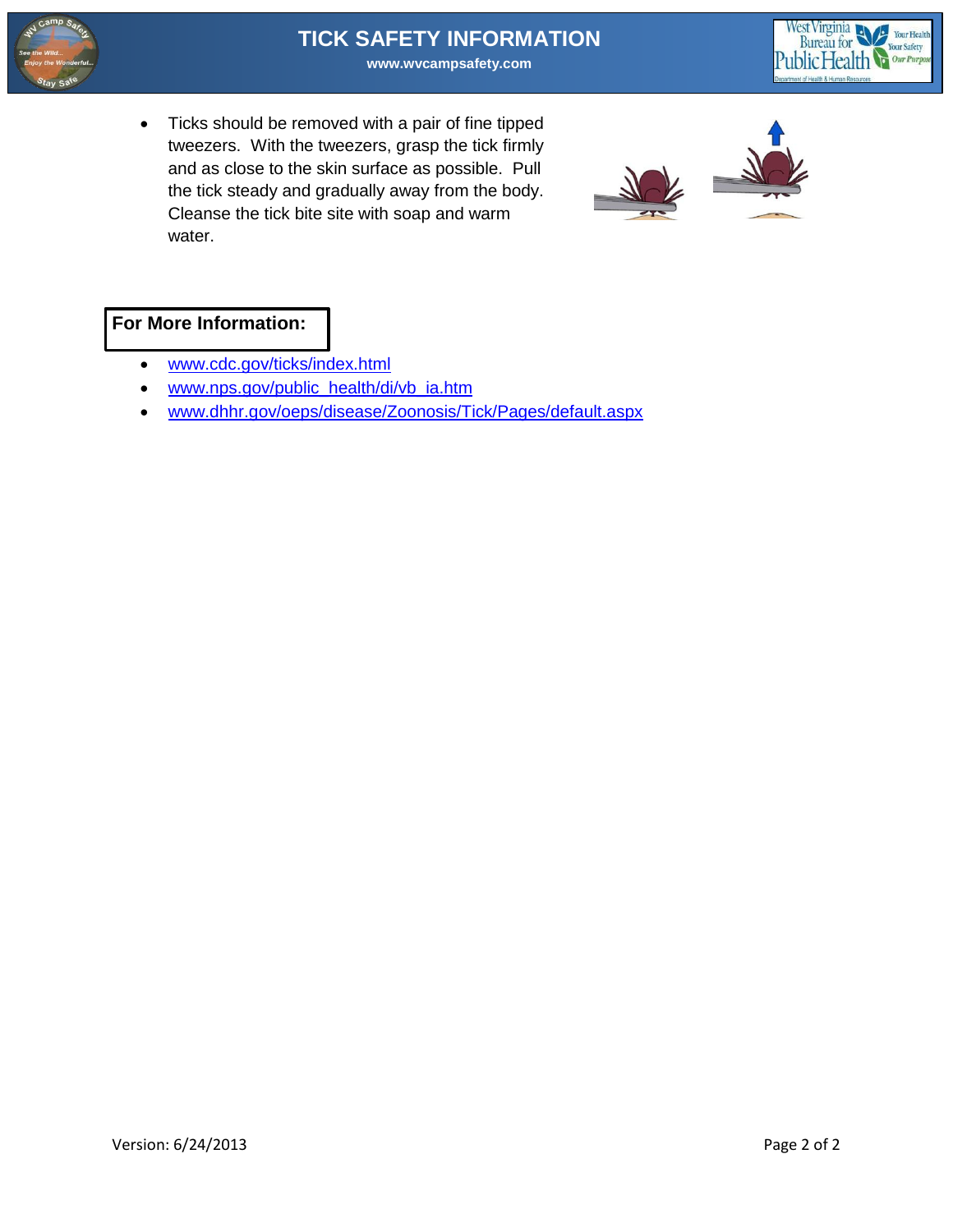- Ticks should be removed with a pair of fine tipped tweezers. With the tweezers, grasp the tick firmly and as close to the skin surface as possible. Pull the tick steady and gradually away from the body. Cleanse the tick bite site with soap and warm water.

## For More Information:

- www.cdc.gov/ticks/index.html
- www.nps.gov/public_health/di/vb_ia.htm
- www.dhhr.gov/oeps/disease/Zoonosis/Tick/Pages/default.aspx

Version: 6/24/2013